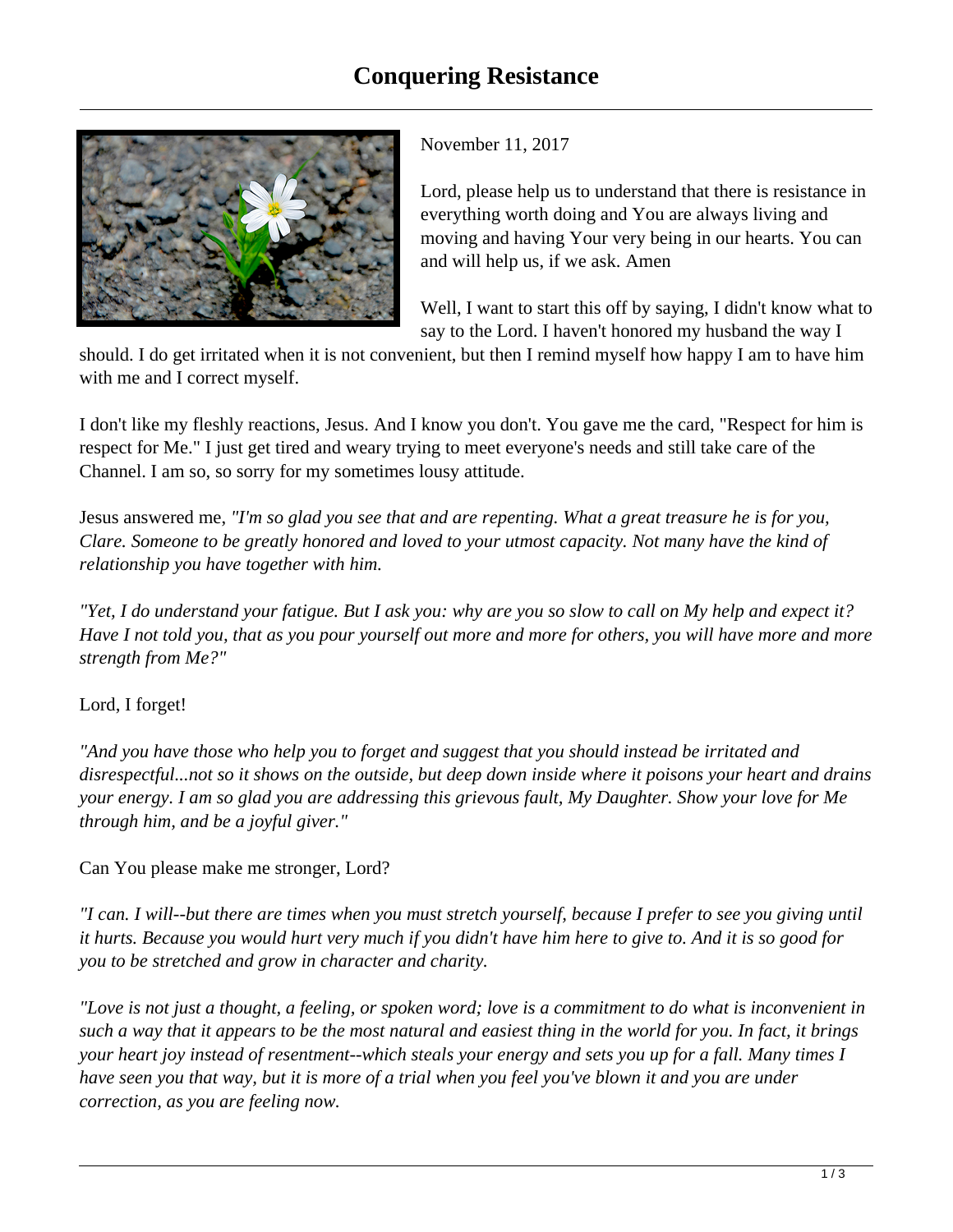# Conquering Resistance

November 11, 2017

Lord, please help us to understand that there is resistance in everything worth doing and You are always living and moving and having Your very being in our hearts. You can and will help us, if we ask. Amen

Well, I want to start this off by saying, I didn't know what to say to the Lord. I haven't honored my husband the way I should. I do get irritated when it is not convenient, but then I remind myself how happy I am to have him with me and I correct myself.

I don't like my fleshly reactions, Jesus. And I know you don't. You gave me the card, "Respect for him is respect for Me." I just get tired and weary trying to meet everyone's needs and still take care of the Channel. I am so, so sorry for my sometimes lousy attitude.

Jesus answered me, *"I'm so glad you see that and are repenting. What a great treasure he is for you, Clare. Someone to be greatly honored and loved to your utmost capacity. Not many have the kind of relationship you have together with him.*

*"Yet, I do understand your fatigue. But I ask you: why are you so slow to call on My help and expect it? Have I not told you, that as you pour yourself out more and more for others, you will have more and more strength from Me?"*

Lord, I forget!

*"And you have those who help you to forget and suggest that you should instead be irritated and disrespectful...not so it shows on the outside, but deep down inside where it poisons your heart and drains your energy. I am so glad you are addressing this grievous fault, My Daughter. Show your love for Me through him, and be a joyful giver."*

Can You please make me stronger, Lord?

*"I can. I will--but there are times when you must stretch yourself, because I prefer to see you giving until it hurts. Because you would hurt very much if you didn't have him here to give to. And it is so good for you to be stretched and grow in character and charity.*

*"Love is not just a thought, a feeling, or spoken word; love is a commitment to do what is inconvenient in such a way that it appears to be the most natural and easiest thing in the world for you. In fact, it brings your heart joy instead of resentment--which steals your energy and sets you up for a fall. Many times I have seen you that way, but it is more of a trial when you feel you've blown it and you are under correction, as you are feeling now.*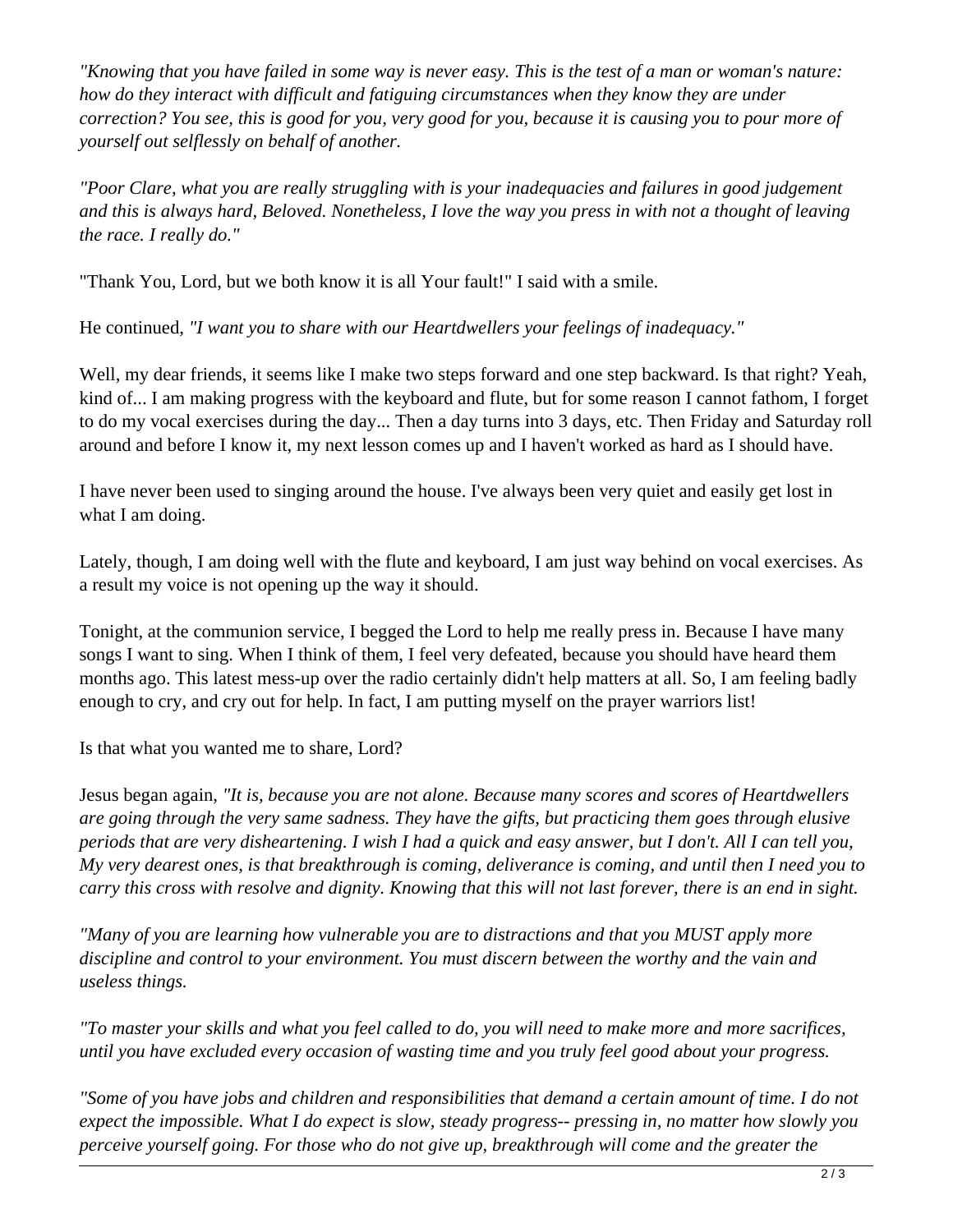*"Knowing that you have failed in some way is never easy. This is the test of a man or woman's nature: how do they interact with difficult and fatiguing circumstances when they know they are under correction? You see, this is good for you, very good for you, because it is causing you to pour more of yourself out selflessly on behalf of another.*

*"Poor Clare, what you are really struggling with is your inadequacies and failures in good judgement and this is always hard, Beloved. Nonetheless, I love the way you press in with not a thought of leaving the race. I really do."*

"Thank You, Lord, but we both know it is all Your fault!" I said with a smile.

He continued, *"I want you to share with our Heartdwellers your feelings of inadequacy."*

Well, my dear friends, it seems like I make two steps forward and one step backward. Is that right? Yeah, kind of... I am making progress with the keyboard and flute, but for some reason I cannot fathom, I forget to do my vocal exercises during the day... Then a day turns into 3 days, etc. Then Friday and Saturday roll around and before I know it, my next lesson comes up and I haven't worked as hard as I should have.

I have never been used to singing around the house. I've always been very quiet and easily get lost in what I am doing.

Lately, though, I am doing well with the flute and keyboard, I am just way behind on vocal exercises. As a result my voice is not opening up the way it should.

Tonight, at the communion service, I begged the Lord to help me really press in. Because I have many songs I want to sing. When I think of them, I feel very defeated, because you should have heard them months ago. This latest mess-up over the radio certainly didn't help matters at all. So, I am feeling badly enough to cry, and cry out for help. In fact, I am putting myself on the prayer warriors list!

Is that what you wanted me to share, Lord?

Jesus began again, *"It is, because you are not alone. Because many scores and scores of Heartdwellers are going through the very same sadness. They have the gifts, but practicing them goes through elusive periods that are very disheartening. I wish I had a quick and easy answer, but I don't. All I can tell you, My very dearest ones, is that breakthrough is coming, deliverance is coming, and until then I need you to carry this cross with resolve and dignity. Knowing that this will not last forever, there is an end in sight.*

*"Many of you are learning how vulnerable you are to distractions and that you MUST apply more discipline and control to your environment. You must discern between the worthy and the vain and useless things.*

*"To master your skills and what you feel called to do, you will need to make more and more sacrifices, until you have excluded every occasion of wasting time and you truly feel good about your progress.*

*"Some of you have jobs and children and responsibilities that demand a certain amount of time. I do not expect the impossible. What I do expect is slow, steady progress-- pressing in, no matter how slowly you perceive yourself going. For those who do not give up, breakthrough will come and the greater the*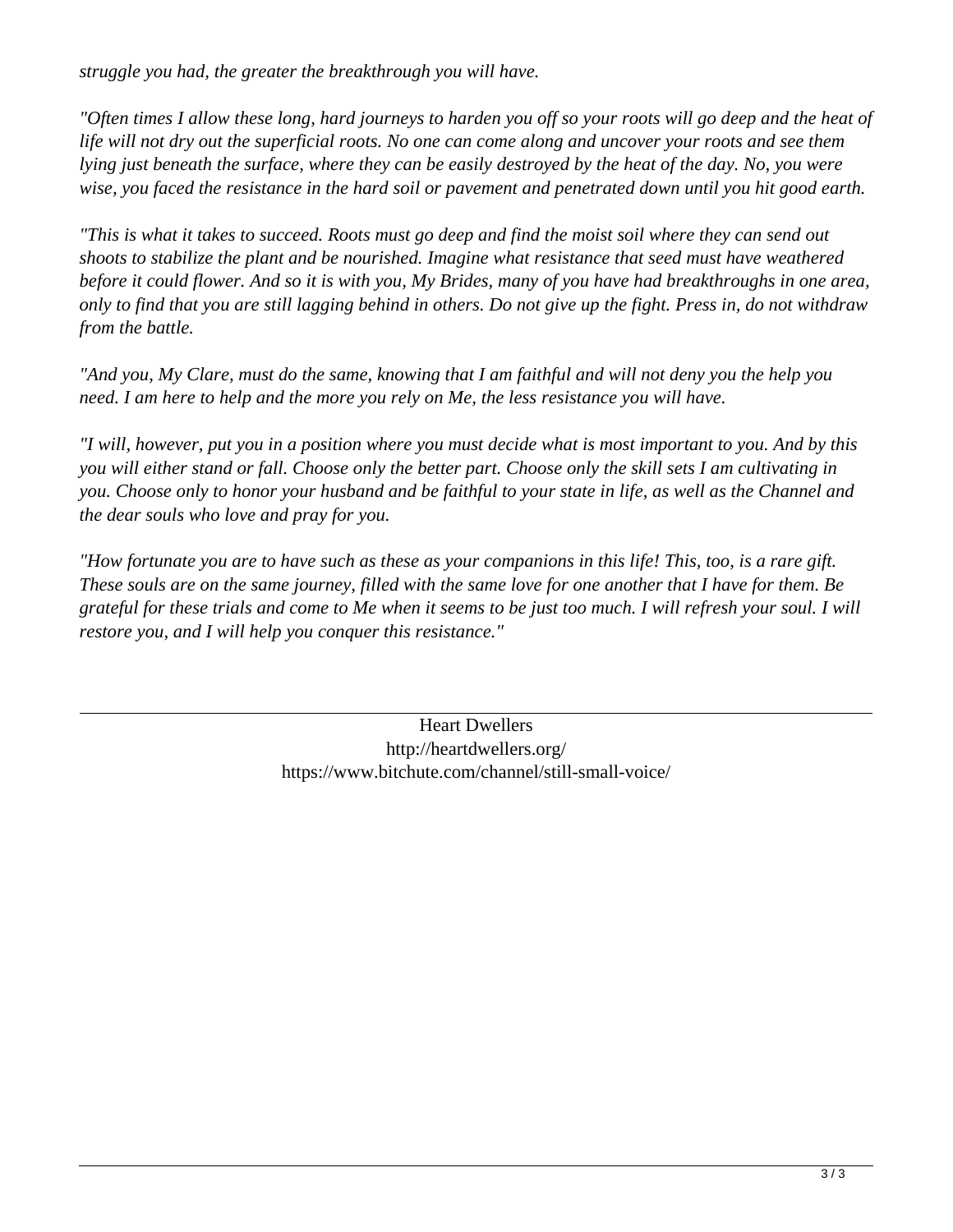*struggle you had, the greater the breakthrough you will have.*

*"Often times I allow these long, hard journeys to harden you off so your roots will go deep and the heat of life will not dry out the superficial roots. No one can come along and uncover your roots and see them lying just beneath the surface, where they can be easily destroyed by the heat of the day. No, you were wise, you faced the resistance in the hard soil or pavement and penetrated down until you hit good earth.*

*"This is what it takes to succeed. Roots must go deep and find the moist soil where they can send out shoots to stabilize the plant and be nourished. Imagine what resistance that seed must have weathered before it could flower. And so it is with you, My Brides, many of you have had breakthroughs in one area, only to find that you are still lagging behind in others. Do not give up the fight. Press in, do not withdraw from the battle.*

*"And you, My Clare, must do the same, knowing that I am faithful and will not deny you the help you need. I am here to help and the more you rely on Me, the less resistance you will have.*

*"I will, however, put you in a position where you must decide what is most important to you. And by this you will either stand or fall. Choose only the better part. Choose only the skill sets I am cultivating in you. Choose only to honor your husband and be faithful to your state in life, as well as the Channel and the dear souls who love and pray for you.*

*"How fortunate you are to have such as these as your companions in this life! This, too, is a rare gift. These souls are on the same journey, filled with the same love for one another that I have for them. Be grateful for these trials and come to Me when it seems to be just too much. I will refresh your soul. I will restore you, and I will help you conquer this resistance."*

---

Heart Dwellers
http://heartdwellers.org/
https://www.bitchute.com/channel/still-small-voice/